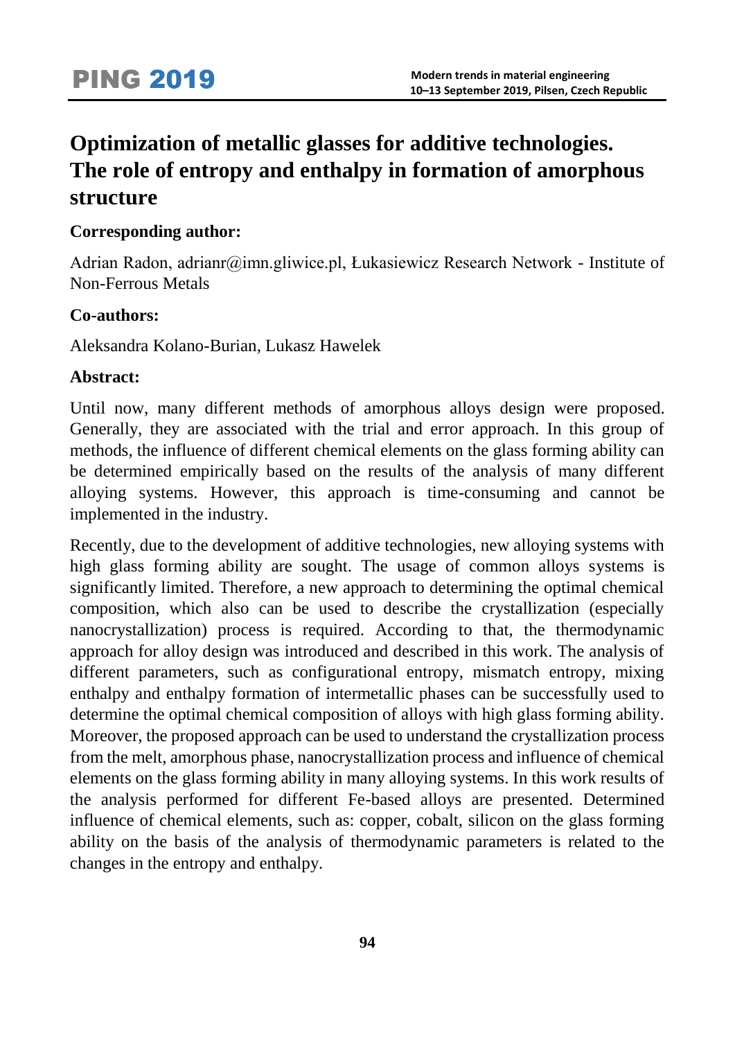# Optimization of metallic glasses for additive technologies. The role of entropy and enthalpy in formation of amorphous structure

**Corresponding author:**

Adrian Radon, adrianr@imn.gliwice.pl, Łukasiewicz Research Network - Institute of Non-Ferrous Metals

**Co-authors:**

Aleksandra Kolano-Burian, Lukasz Hawelek

**Abstract:**

Until now, many different methods of amorphous alloys design were proposed. Generally, they are associated with the trial and error approach. In this group of methods, the influence of different chemical elements on the glass forming ability can be determined empirically based on the results of the analysis of many different alloying systems. However, this approach is time-consuming and cannot be implemented in the industry.

Recently, due to the development of additive technologies, new alloying systems with high glass forming ability are sought. The usage of common alloys systems is significantly limited. Therefore, a new approach to determining the optimal chemical composition, which also can be used to describe the crystallization (especially nanocrystallization) process is required. According to that, the thermodynamic approach for alloy design was introduced and described in this work. The analysis of different parameters, such as configurational entropy, mismatch entropy, mixing enthalpy and enthalpy formation of intermetallic phases can be successfully used to determine the optimal chemical composition of alloys with high glass forming ability. Moreover, the proposed approach can be used to understand the crystallization process from the melt, amorphous phase, nanocrystallization process and influence of chemical elements on the glass forming ability in many alloying systems. In this work results of the analysis performed for different Fe-based alloys are presented. Determined influence of chemical elements, such as: copper, cobalt, silicon on the glass forming ability on the basis of the analysis of thermodynamic parameters is related to the changes in the entropy and enthalpy.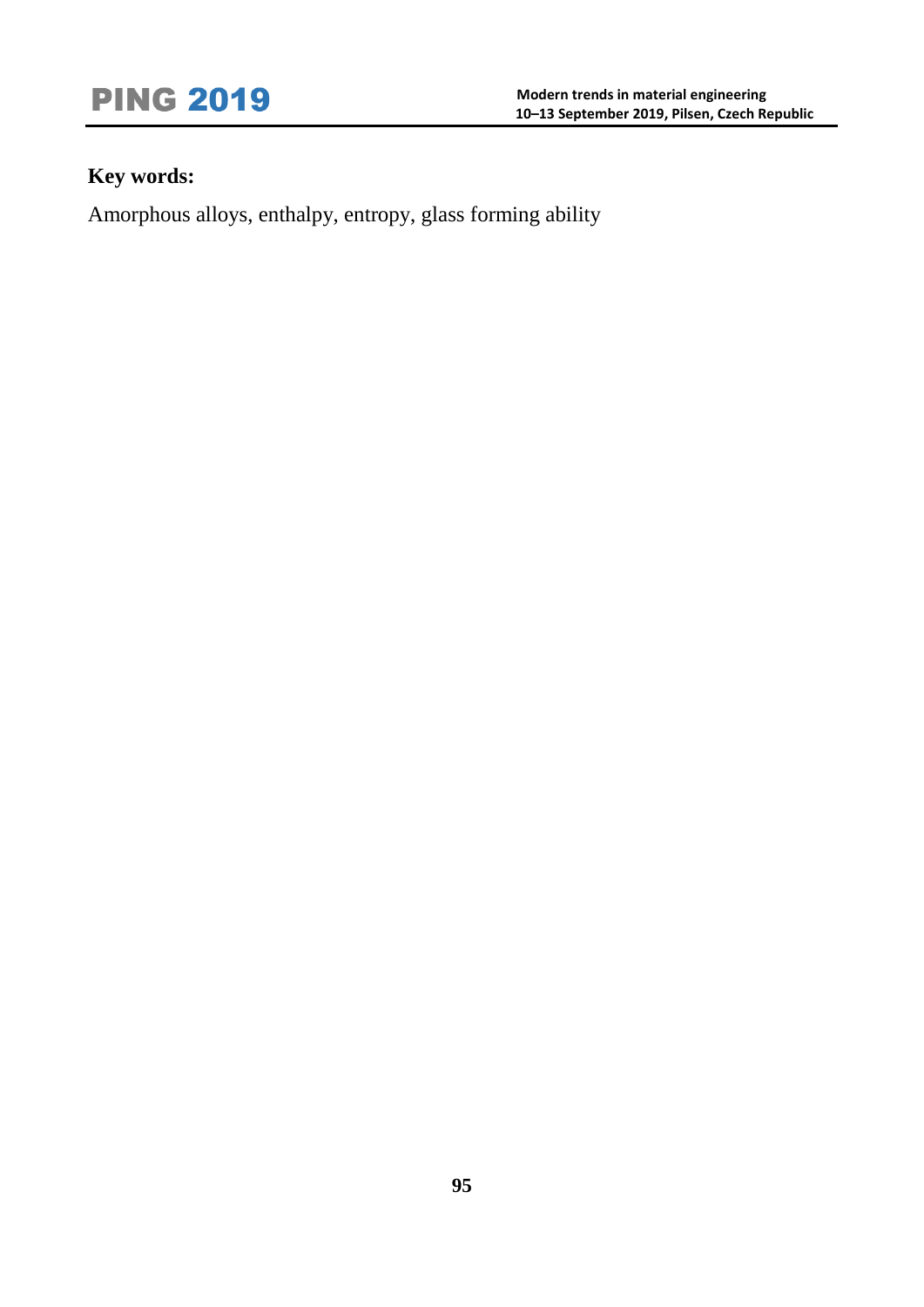**Key words:**

Amorphous alloys, enthalpy, entropy, glass forming ability